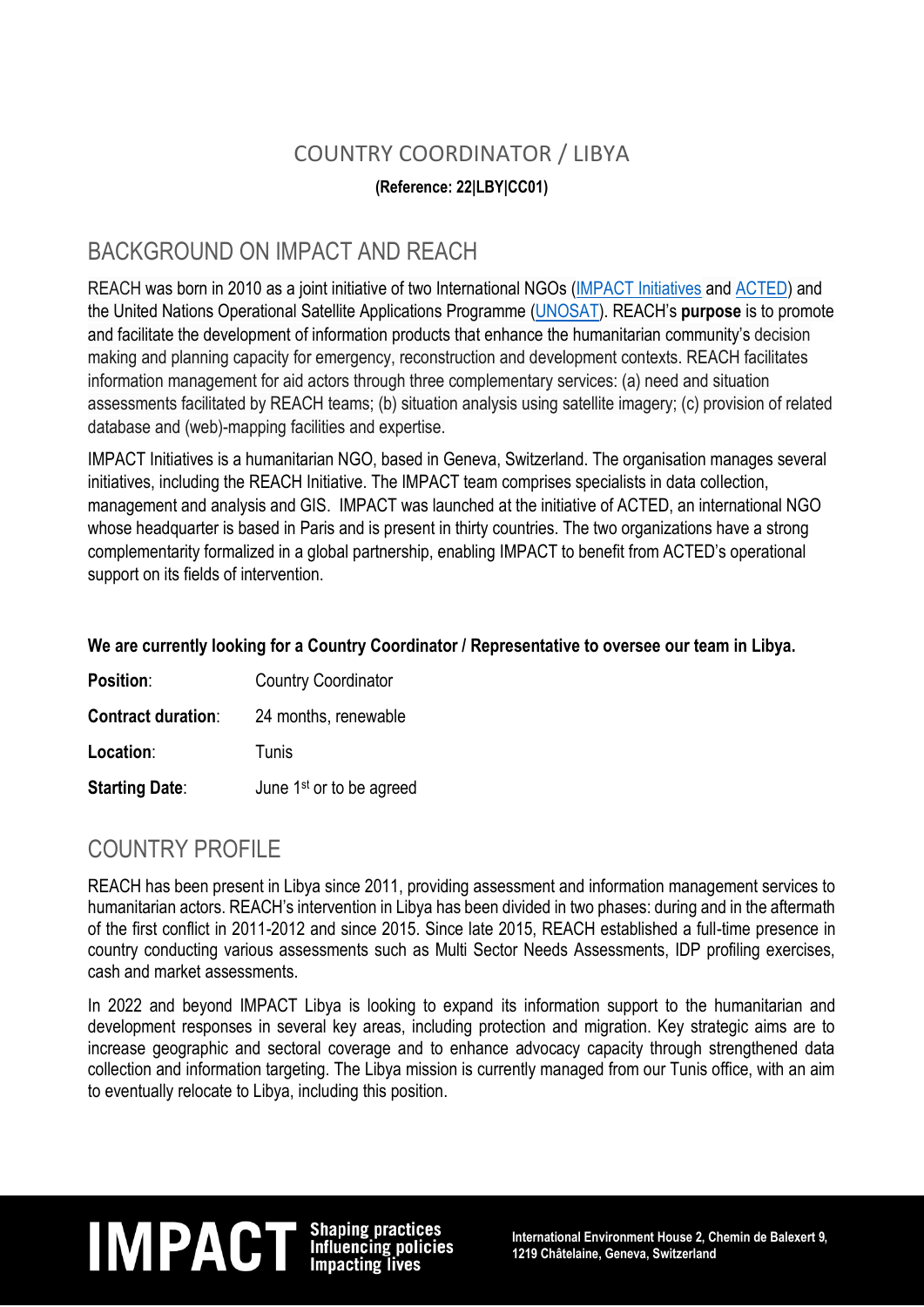# COUNTRY COORDINATOR / LIBYA

**(Reference: 22|LBY|CC01)**

## BACKGROUND ON IMPACT AND REACH

REACH was born in 2010 as a joint initiative of two International NGOs (IMPACT Initiatives and ACTED) and the United Nations Operational Satellite Applications Programme (UNOSAT). REACH's **purpose** is to promote and facilitate the development of information products that enhance the humanitarian community's decision making and planning capacity for emergency, reconstruction and development contexts. REACH facilitates information management for aid actors through three complementary services: (a) need and situation assessments facilitated by REACH teams; (b) situation analysis using satellite imagery; (c) provision of related database and (web)-mapping facilities and expertise.

IMPACT Initiatives is a humanitarian NGO, based in Geneva, Switzerland. The organisation manages several initiatives, including the REACH Initiative. The IMPACT team comprises specialists in data collection, management and analysis and GIS. IMPACT was launched at the initiative of ACTED, an international NGO whose headquarter is based in Paris and is present in thirty countries. The two organizations have a strong complementarity formalized in a global partnership, enabling IMPACT to benefit from ACTED's operational support on its fields of intervention.

**We are currently looking for a Country Coordinator / Representative to oversee our team in Libya.**

**Position**: Country Coordinator

**Contract duration**: 24 months, renewable

**Location**: Tunis

**Starting Date**: June 1st or to be agreed

## COUNTRY PROFILE

REACH has been present in Libya since 2011, providing assessment and information management services to humanitarian actors. REACH's intervention in Libya has been divided in two phases: during and in the aftermath of the first conflict in 2011-2012 and since 2015. Since late 2015, REACH established a full-time presence in country conducting various assessments such as Multi Sector Needs Assessments, IDP profiling exercises, cash and market assessments.

In 2022 and beyond IMPACT Libya is looking to expand its information support to the humanitarian and development responses in several key areas, including protection and migration. Key strategic aims are to increase geographic and sectoral coverage and to enhance advocacy capacity through strengthened data collection and information targeting. The Libya mission is currently managed from our Tunis office, with an aim to eventually relocate to Libya, including this position.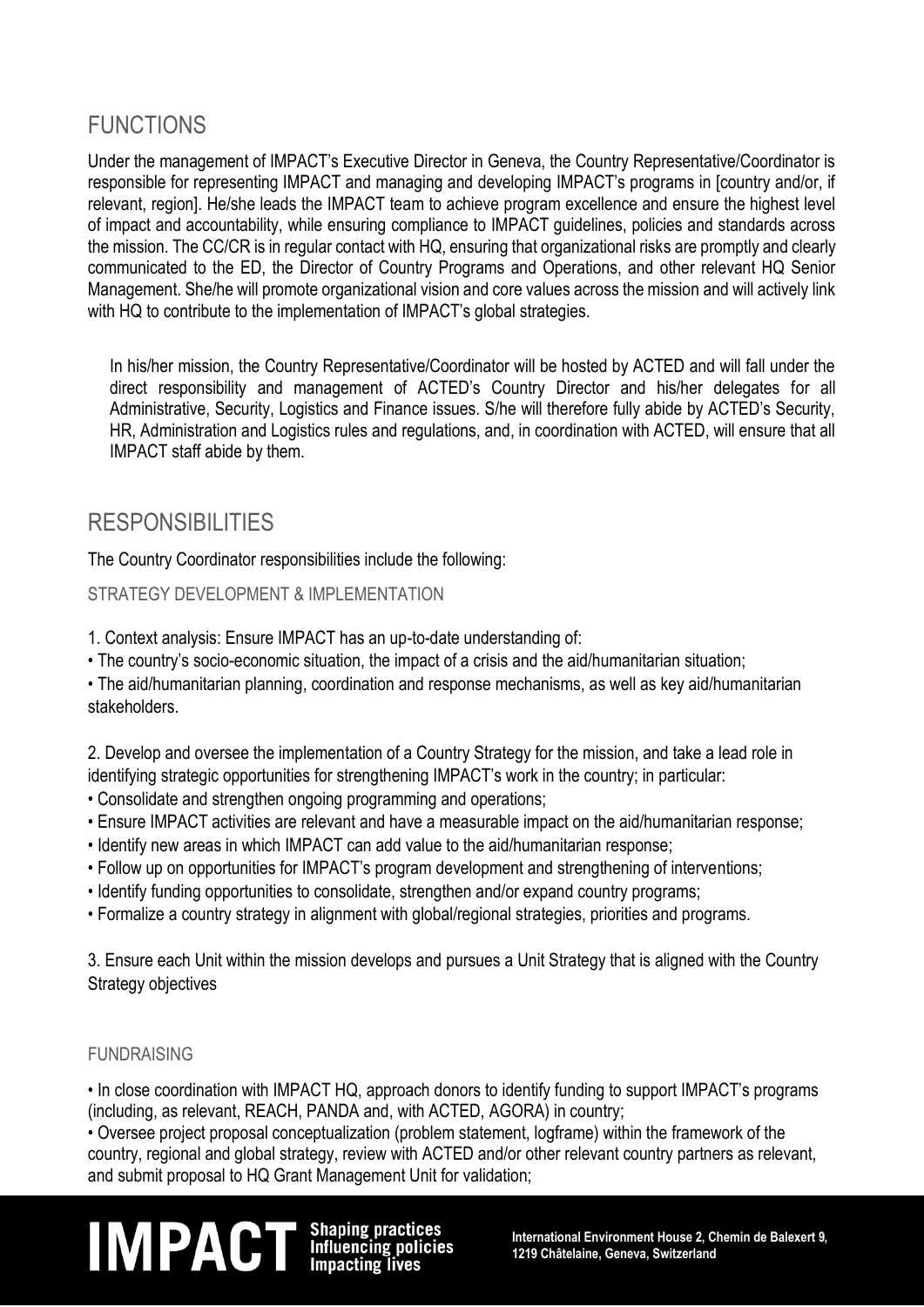## FUNCTIONS

Under the management of IMPACT's Executive Director in Geneva, the Country Representative/Coordinator is responsible for representing IMPACT and managing and developing IMPACT's programs in [country and/or, if relevant, region]. He/she leads the IMPACT team to achieve program excellence and ensure the highest level of impact and accountability, while ensuring compliance to IMPACT guidelines, policies and standards across the mission. The CC/CR is in regular contact with HQ, ensuring that organizational risks are promptly and clearly communicated to the ED, the Director of Country Programs and Operations, and other relevant HQ Senior Management. She/he will promote organizational vision and core values across the mission and will actively link with HQ to contribute to the implementation of IMPACT's global strategies.

In his/her mission, the Country Representative/Coordinator will be hosted by ACTED and will fall under the direct responsibility and management of ACTED's Country Director and his/her delegates for all Administrative, Security, Logistics and Finance issues. S/he will therefore fully abide by ACTED's Security, HR, Administration and Logistics rules and regulations, and, in coordination with ACTED, will ensure that all IMPACT staff abide by them.

## RESPONSIBILITIES

The Country Coordinator responsibilities include the following:

### STRATEGY DEVELOPMENT & IMPLEMENTATION

1. Context analysis: Ensure IMPACT has an up-to-date understanding of:
• The country's socio-economic situation, the impact of a crisis and the aid/humanitarian situation;
• The aid/humanitarian planning, coordination and response mechanisms, as well as key aid/humanitarian stakeholders.

2. Develop and oversee the implementation of a Country Strategy for the mission, and take a lead role in identifying strategic opportunities for strengthening IMPACT's work in the country; in particular:
• Consolidate and strengthen ongoing programming and operations;
• Ensure IMPACT activities are relevant and have a measurable impact on the aid/humanitarian response;
• Identify new areas in which IMPACT can add value to the aid/humanitarian response;
• Follow up on opportunities for IMPACT's program development and strengthening of interventions;
• Identify funding opportunities to consolidate, strengthen and/or expand country programs;
• Formalize a country strategy in alignment with global/regional strategies, priorities and programs.

3. Ensure each Unit within the mission develops and pursues a Unit Strategy that is aligned with the Country Strategy objectives

### FUNDRAISING

• In close coordination with IMPACT HQ, approach donors to identify funding to support IMPACT's programs (including, as relevant, REACH, PANDA and, with ACTED, AGORA) in country;
• Oversee project proposal conceptualization (problem statement, logframe) within the framework of the country, regional and global strategy, review with ACTED and/or other relevant country partners as relevant, and submit proposal to HQ Grant Management Unit for validation;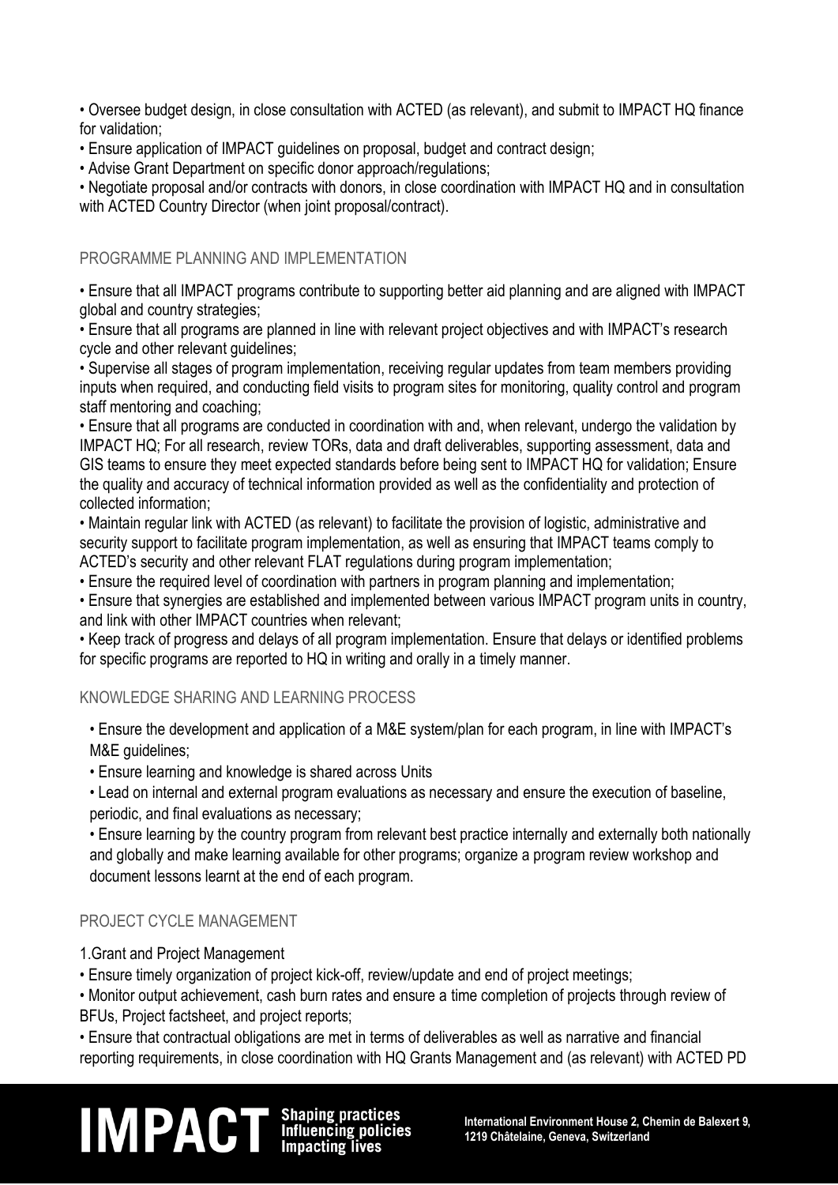• Oversee budget design, in close consultation with ACTED (as relevant), and submit to IMPACT HQ finance for validation;

• Ensure application of IMPACT guidelines on proposal, budget and contract design;

• Advise Grant Department on specific donor approach/regulations;

• Negotiate proposal and/or contracts with donors, in close coordination with IMPACT HQ and in consultation with ACTED Country Director (when joint proposal/contract).

## PROGRAMME PLANNING AND IMPLEMENTATION

• Ensure that all IMPACT programs contribute to supporting better aid planning and are aligned with IMPACT global and country strategies;

• Ensure that all programs are planned in line with relevant project objectives and with IMPACT's research cycle and other relevant guidelines;

• Supervise all stages of program implementation, receiving regular updates from team members providing inputs when required, and conducting field visits to program sites for monitoring, quality control and program staff mentoring and coaching;

• Ensure that all programs are conducted in coordination with and, when relevant, undergo the validation by IMPACT HQ; For all research, review TORs, data and draft deliverables, supporting assessment, data and GIS teams to ensure they meet expected standards before being sent to IMPACT HQ for validation; Ensure the quality and accuracy of technical information provided as well as the confidentiality and protection of collected information;

• Maintain regular link with ACTED (as relevant) to facilitate the provision of logistic, administrative and security support to facilitate program implementation, as well as ensuring that IMPACT teams comply to ACTED's security and other relevant FLAT regulations during program implementation;

• Ensure the required level of coordination with partners in program planning and implementation;

• Ensure that synergies are established and implemented between various IMPACT program units in country, and link with other IMPACT countries when relevant;

• Keep track of progress and delays of all program implementation. Ensure that delays or identified problems for specific programs are reported to HQ in writing and orally in a timely manner.

## KNOWLEDGE SHARING AND LEARNING PROCESS

• Ensure the development and application of a M&E system/plan for each program, in line with IMPACT's M&E guidelines;

• Ensure learning and knowledge is shared across Units

• Lead on internal and external program evaluations as necessary and ensure the execution of baseline, periodic, and final evaluations as necessary;

• Ensure learning by the country program from relevant best practice internally and externally both nationally and globally and make learning available for other programs; organize a program review workshop and document lessons learnt at the end of each program.

## PROJECT CYCLE MANAGEMENT

1.Grant and Project Management

• Ensure timely organization of project kick-off, review/update and end of project meetings;

• Monitor output achievement, cash burn rates and ensure a time completion of projects through review of BFUs, Project factsheet, and project reports;

• Ensure that contractual obligations are met in terms of deliverables as well as narrative and financial reporting requirements, in close coordination with HQ Grants Management and (as relevant) with ACTED PD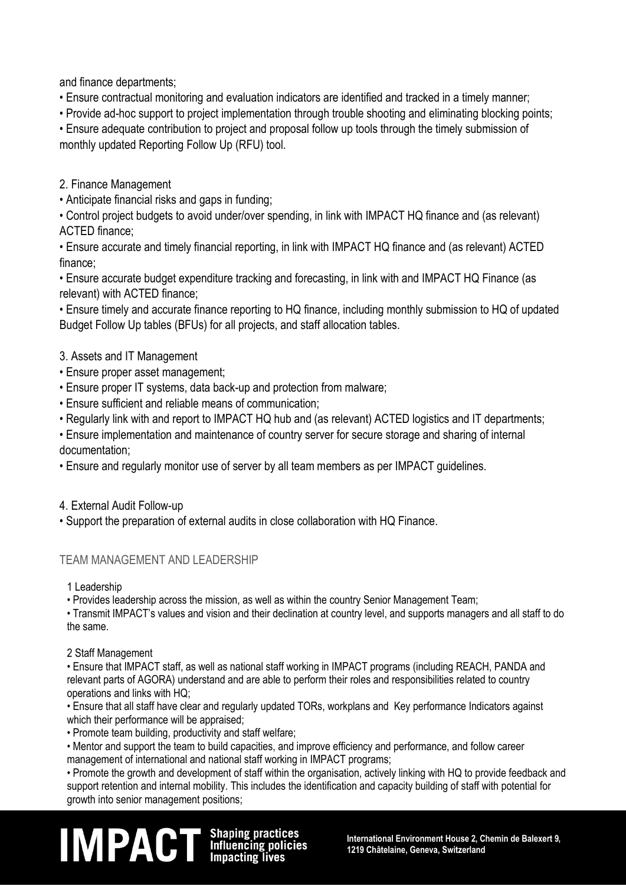and finance departments;

- Ensure contractual monitoring and evaluation indicators are identified and tracked in a timely manner;
- Provide ad-hoc support to project implementation through trouble shooting and eliminating blocking points;
- Ensure adequate contribution to project and proposal follow up tools through the timely submission of monthly updated Reporting Follow Up (RFU) tool.

2. Finance Management

- Anticipate financial risks and gaps in funding;
- Control project budgets to avoid under/over spending, in link with IMPACT HQ finance and (as relevant) ACTED finance;
- Ensure accurate and timely financial reporting, in link with IMPACT HQ finance and (as relevant) ACTED finance;
- Ensure accurate budget expenditure tracking and forecasting, in link with and IMPACT HQ Finance (as relevant) with ACTED finance;
- Ensure timely and accurate finance reporting to HQ finance, including monthly submission to HQ of updated Budget Follow Up tables (BFUs) for all projects, and staff allocation tables.

3. Assets and IT Management

- Ensure proper asset management;
- Ensure proper IT systems, data back-up and protection from malware;
- Ensure sufficient and reliable means of communication;
- Regularly link with and report to IMPACT HQ hub and (as relevant) ACTED logistics and IT departments;
- Ensure implementation and maintenance of country server for secure storage and sharing of internal documentation;
- Ensure and regularly monitor use of server by all team members as per IMPACT guidelines.

4. External Audit Follow-up

- Support the preparation of external audits in close collaboration with HQ Finance.

## TEAM MANAGEMENT AND LEADERSHIP

1 Leadership

- Provides leadership across the mission, as well as within the country Senior Management Team;
- Transmit IMPACT's values and vision and their declination at country level, and supports managers and all staff to do the same.

2 Staff Management

- Ensure that IMPACT staff, as well as national staff working in IMPACT programs (including REACH, PANDA and relevant parts of AGORA) understand and are able to perform their roles and responsibilities related to country operations and links with HQ;
- Ensure that all staff have clear and regularly updated TORs, workplans and Key performance Indicators against which their performance will be appraised;
- Promote team building, productivity and staff welfare;
- Mentor and support the team to build capacities, and improve efficiency and performance, and follow career management of international and national staff working in IMPACT programs;
- Promote the growth and development of staff within the organisation, actively linking with HQ to provide feedback and support retention and internal mobility. This includes the identification and capacity building of staff with potential for growth into senior management positions;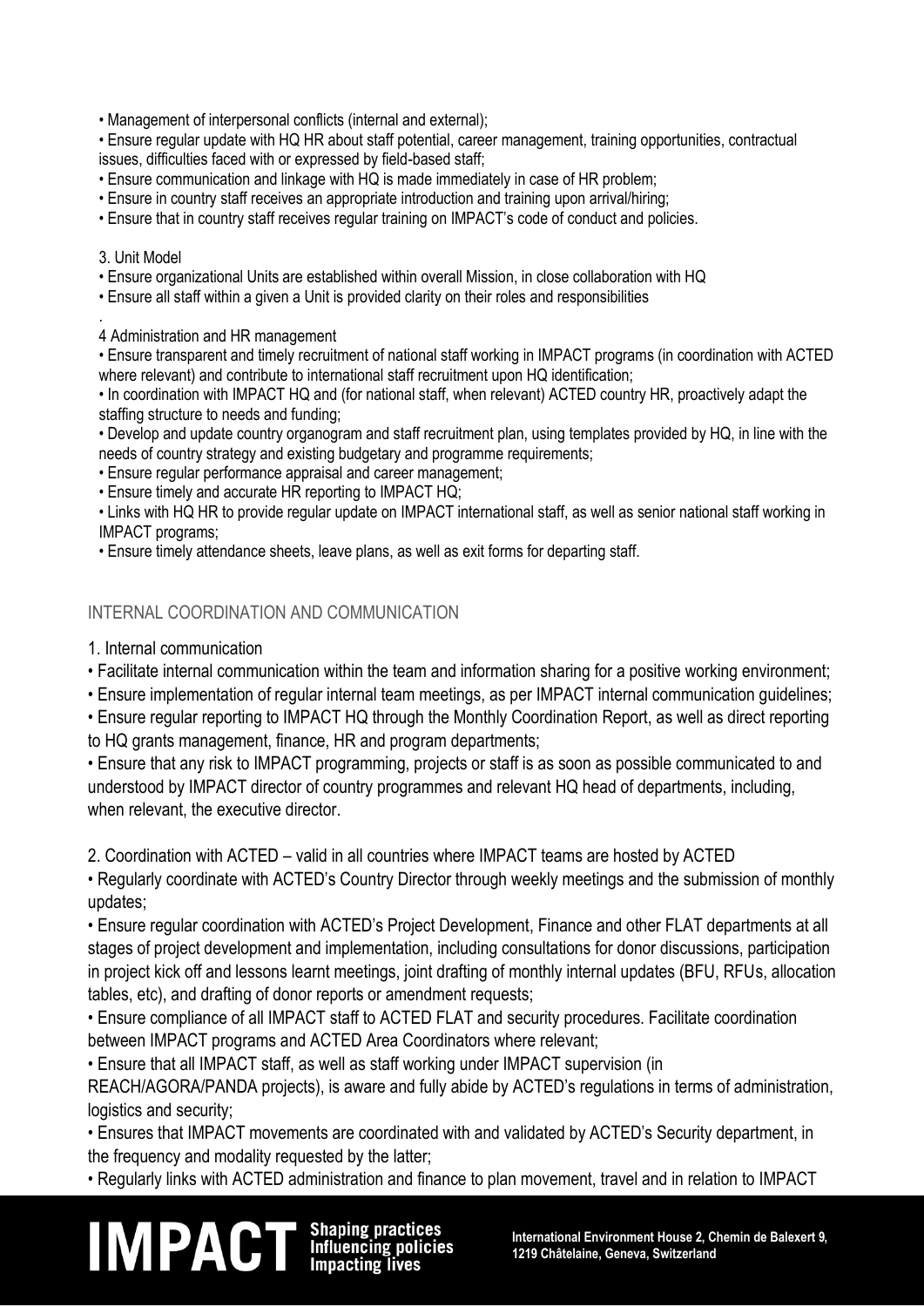- Management of interpersonal conflicts (internal and external);
- Ensure regular update with HQ HR about staff potential, career management, training opportunities, contractual issues, difficulties faced with or expressed by field-based staff;
- Ensure communication and linkage with HQ is made immediately in case of HR problem;
- Ensure in country staff receives an appropriate introduction and training upon arrival/hiring;
- Ensure that in country staff receives regular training on IMPACT's code of conduct and policies.

3. Unit Model

- Ensure organizational Units are established within overall Mission, in close collaboration with HQ
- Ensure all staff within a given a Unit is provided clarity on their roles and responsibilities

.

4 Administration and HR management

- Ensure transparent and timely recruitment of national staff working in IMPACT programs (in coordination with ACTED where relevant) and contribute to international staff recruitment upon HQ identification;
- In coordination with IMPACT HQ and (for national staff, when relevant) ACTED country HR, proactively adapt the staffing structure to needs and funding;
- Develop and update country organogram and staff recruitment plan, using templates provided by HQ, in line with the needs of country strategy and existing budgetary and programme requirements;
- Ensure regular performance appraisal and career management;
- Ensure timely and accurate HR reporting to IMPACT HQ;
- Links with HQ HR to provide regular update on IMPACT international staff, as well as senior national staff working in IMPACT programs;
- Ensure timely attendance sheets, leave plans, as well as exit forms for departing staff.

## INTERNAL COORDINATION AND COMMUNICATION

1. Internal communication

- Facilitate internal communication within the team and information sharing for a positive working environment;
- Ensure implementation of regular internal team meetings, as per IMPACT internal communication guidelines;
- Ensure regular reporting to IMPACT HQ through the Monthly Coordination Report, as well as direct reporting to HQ grants management, finance, HR and program departments;
- Ensure that any risk to IMPACT programming, projects or staff is as soon as possible communicated to and understood by IMPACT director of country programmes and relevant HQ head of departments, including, when relevant, the executive director.

2. Coordination with ACTED – valid in all countries where IMPACT teams are hosted by ACTED

- Regularly coordinate with ACTED's Country Director through weekly meetings and the submission of monthly updates;
- Ensure regular coordination with ACTED's Project Development, Finance and other FLAT departments at all stages of project development and implementation, including consultations for donor discussions, participation in project kick off and lessons learnt meetings, joint drafting of monthly internal updates (BFU, RFUs, allocation tables, etc), and drafting of donor reports or amendment requests;
- Ensure compliance of all IMPACT staff to ACTED FLAT and security procedures. Facilitate coordination between IMPACT programs and ACTED Area Coordinators where relevant;
- Ensure that all IMPACT staff, as well as staff working under IMPACT supervision (in REACH/AGORA/PANDA projects), is aware and fully abide by ACTED's regulations in terms of administration, logistics and security;
- Ensures that IMPACT movements are coordinated with and validated by ACTED's Security department, in the frequency and modality requested by the latter;
- Regularly links with ACTED administration and finance to plan movement, travel and in relation to IMPACT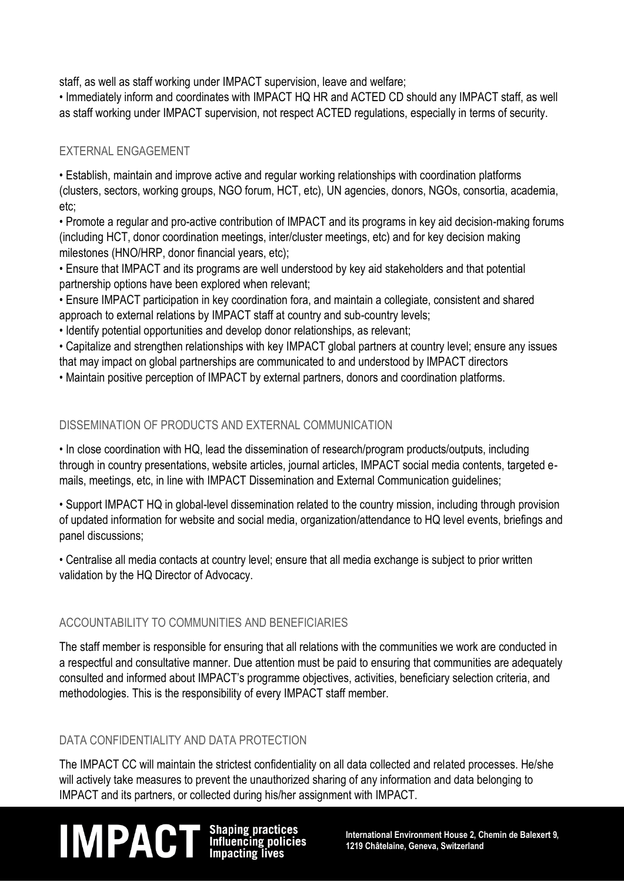staff, as well as staff working under IMPACT supervision, leave and welfare;

• Immediately inform and coordinates with IMPACT HQ HR and ACTED CD should any IMPACT staff, as well as staff working under IMPACT supervision, not respect ACTED regulations, especially in terms of security.

## EXTERNAL ENGAGEMENT

• Establish, maintain and improve active and regular working relationships with coordination platforms (clusters, sectors, working groups, NGO forum, HCT, etc), UN agencies, donors, NGOs, consortia, academia, etc;

• Promote a regular and pro-active contribution of IMPACT and its programs in key aid decision-making forums (including HCT, donor coordination meetings, inter/cluster meetings, etc) and for key decision making milestones (HNO/HRP, donor financial years, etc);

• Ensure that IMPACT and its programs are well understood by key aid stakeholders and that potential partnership options have been explored when relevant;

• Ensure IMPACT participation in key coordination fora, and maintain a collegiate, consistent and shared approach to external relations by IMPACT staff at country and sub-country levels;

• Identify potential opportunities and develop donor relationships, as relevant;

• Capitalize and strengthen relationships with key IMPACT global partners at country level; ensure any issues that may impact on global partnerships are communicated to and understood by IMPACT directors

• Maintain positive perception of IMPACT by external partners, donors and coordination platforms.

## DISSEMINATION OF PRODUCTS AND EXTERNAL COMMUNICATION

• In close coordination with HQ, lead the dissemination of research/program products/outputs, including through in country presentations, website articles, journal articles, IMPACT social media contents, targeted e-mails, meetings, etc, in line with IMPACT Dissemination and External Communication guidelines;

• Support IMPACT HQ in global-level dissemination related to the country mission, including through provision of updated information for website and social media, organization/attendance to HQ level events, briefings and panel discussions;

• Centralise all media contacts at country level; ensure that all media exchange is subject to prior written validation by the HQ Director of Advocacy.

## ACCOUNTABILITY TO COMMUNITIES AND BENEFICIARIES

The staff member is responsible for ensuring that all relations with the communities we work are conducted in a respectful and consultative manner. Due attention must be paid to ensuring that communities are adequately consulted and informed about IMPACT's programme objectives, activities, beneficiary selection criteria, and methodologies. This is the responsibility of every IMPACT staff member.

## DATA CONFIDENTIALITY AND DATA PROTECTION

The IMPACT CC will maintain the strictest confidentiality on all data collected and related processes. He/she will actively take measures to prevent the unauthorized sharing of any information and data belonging to IMPACT and its partners, or collected during his/her assignment with IMPACT.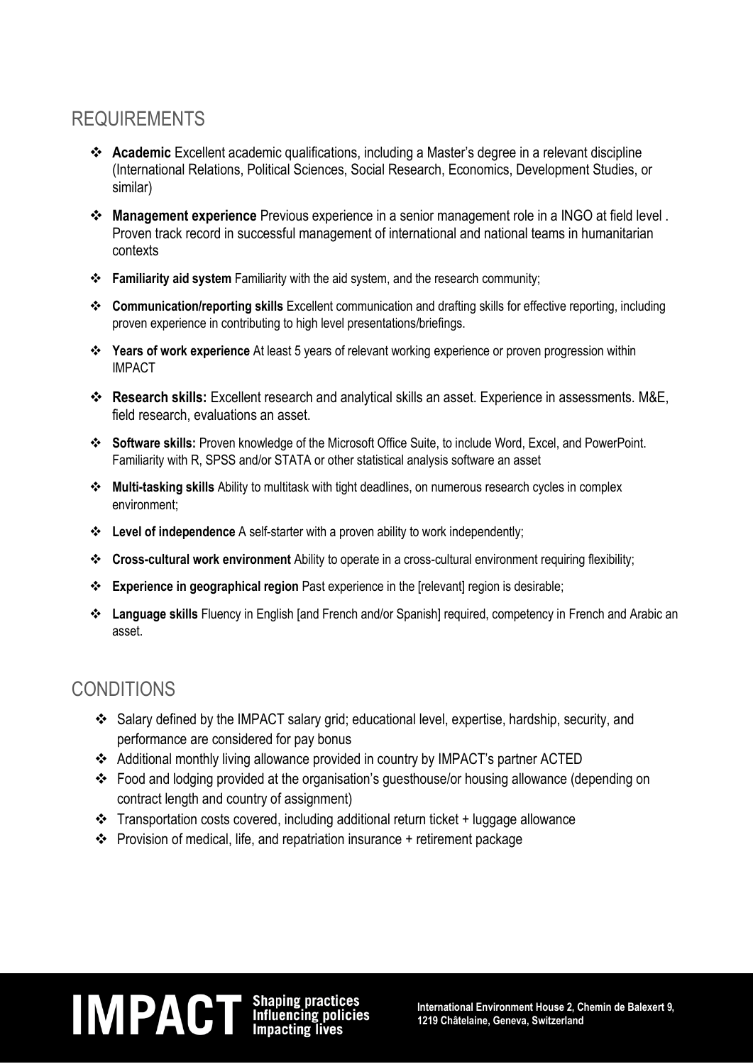## REQUIREMENTS

- **Academic** Excellent academic qualifications, including a Master's degree in a relevant discipline (International Relations, Political Sciences, Social Research, Economics, Development Studies, or similar)
- **Management experience** Previous experience in a senior management role in a INGO at field level . Proven track record in successful management of international and national teams in humanitarian contexts
- **Familiarity aid system** Familiarity with the aid system, and the research community;
- **Communication/reporting skills** Excellent communication and drafting skills for effective reporting, including proven experience in contributing to high level presentations/briefings.
- **Years of work experience** At least 5 years of relevant working experience or proven progression within IMPACT
- **Research skills:** Excellent research and analytical skills an asset. Experience in assessments. M&E, field research, evaluations an asset.
- **Software skills:** Proven knowledge of the Microsoft Office Suite, to include Word, Excel, and PowerPoint. Familiarity with R, SPSS and/or STATA or other statistical analysis software an asset
- **Multi-tasking skills** Ability to multitask with tight deadlines, on numerous research cycles in complex environment;
- **Level of independence** A self-starter with a proven ability to work independently;
- **Cross-cultural work environment** Ability to operate in a cross-cultural environment requiring flexibility;
- **Experience in geographical region** Past experience in the [relevant] region is desirable;
- **Language skills** Fluency in English [and French and/or Spanish] required, competency in French and Arabic an asset.

## CONDITIONS

- Salary defined by the IMPACT salary grid; educational level, expertise, hardship, security, and performance are considered for pay bonus
- Additional monthly living allowance provided in country by IMPACT's partner ACTED
- Food and lodging provided at the organisation's guesthouse/or housing allowance (depending on contract length and country of assignment)
- Transportation costs covered, including additional return ticket + luggage allowance
- Provision of medical, life, and repatriation insurance + retirement package

**IMPACT** Shaping practices Influencing policies Impacting lives

International Environment House 2, Chemin de Balexert 9, 1219 Châtelaine, Geneva, Switzerland